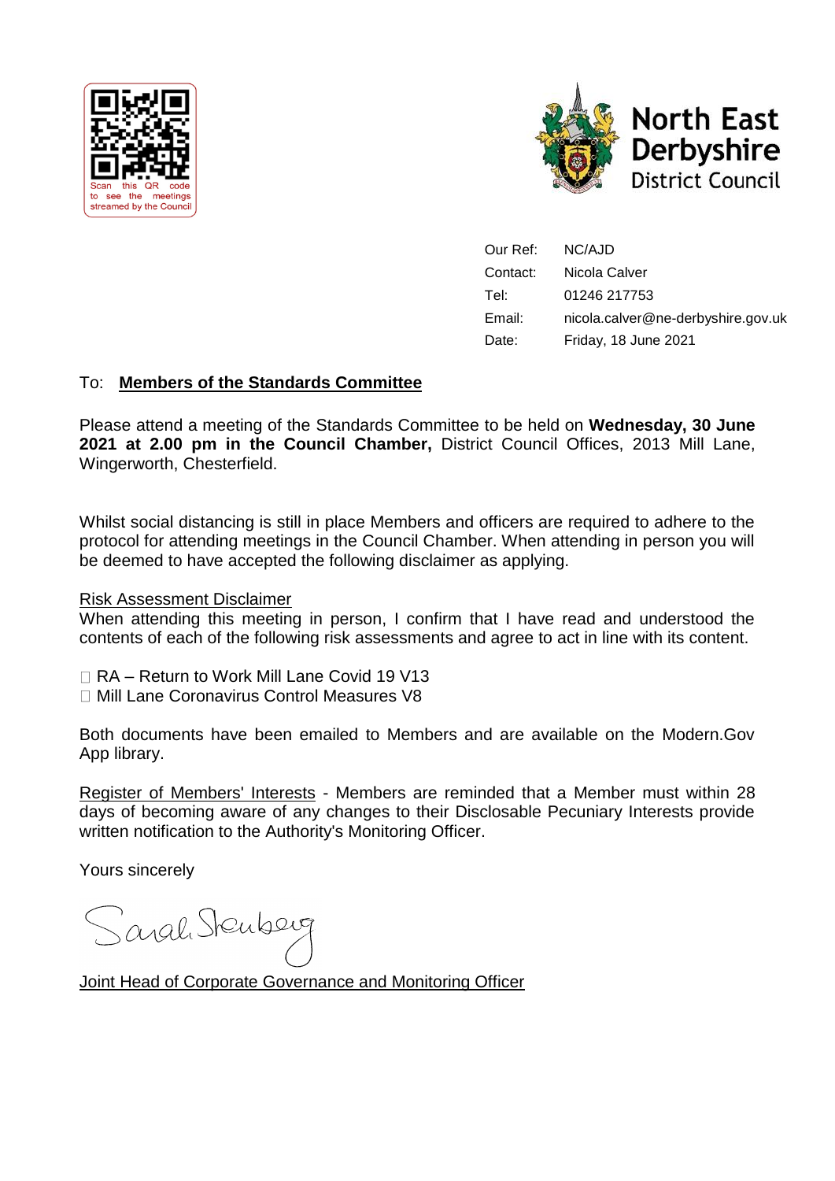Scan this QR code to see the meetings streamed by the Council

North East Derbyshire District Council

Our Ref: NC/AJD
Contact: Nicola Calver
Tel: 01246 217753
Email: nicola.calver@ne-derbyshire.gov.uk
Date: Friday, 18 June 2021

To: **Members of the Standards Committee**

Please attend a meeting of the Standards Committee to be held on **Wednesday, 30 June 2021 at 2.00 pm in the Council Chamber,** District Council Offices, 2013 Mill Lane, Wingerworth, Chesterfield.

Whilst social distancing is still in place Members and officers are required to adhere to the protocol for attending meetings in the Council Chamber. When attending in person you will be deemed to have accepted the following disclaimer as applying.

Risk Assessment Disclaimer
When attending this meeting in person, I confirm that I have read and understood the contents of each of the following risk assessments and agree to act in line with its content.

- RA – Return to Work Mill Lane Covid 19 V13
- Mill Lane Coronavirus Control Measures V8

Both documents have been emailed to Members and are available on the Modern.Gov App library.

Register of Members' Interests - Members are reminded that a Member must within 28 days of becoming aware of any changes to their Disclosable Pecuniary Interests provide written notification to the Authority's Monitoring Officer.

Yours sincerely

Joint Head of Corporate Governance and Monitoring Officer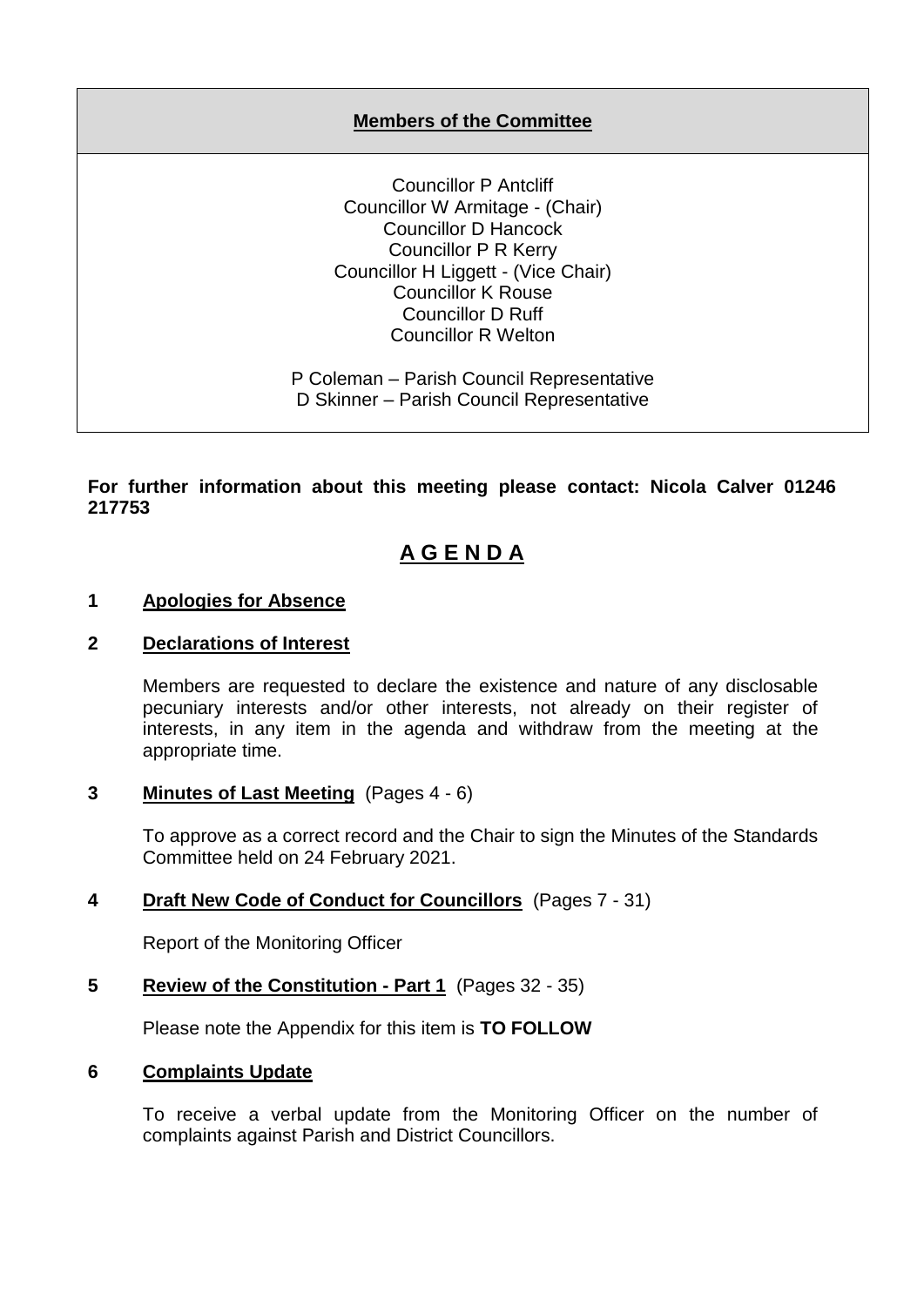**Members of the Committee**

Councillor P Antcliff
Councillor W Armitage - (Chair)
Councillor D Hancock
Councillor P R Kerry
Councillor H Liggett - (Vice Chair)
Councillor K Rouse
Councillor D Ruff
Councillor R Welton

P Coleman – Parish Council Representative
D Skinner – Parish Council Representative

**For further information about this meeting please contact: Nicola Calver 01246 217753**

# A G E N D A

**1 Apologies for Absence**

**2 Declarations of Interest**

Members are requested to declare the existence and nature of any disclosable pecuniary interests and/or other interests, not already on their register of interests, in any item in the agenda and withdraw from the meeting at the appropriate time.

**3 Minutes of Last Meeting** (Pages 4 - 6)

To approve as a correct record and the Chair to sign the Minutes of the Standards Committee held on 24 February 2021.

**4 Draft New Code of Conduct for Councillors** (Pages 7 - 31)

Report of the Monitoring Officer

**5 Review of the Constitution - Part 1** (Pages 32 - 35)

Please note the Appendix for this item is **TO FOLLOW**

**6 Complaints Update**

To receive a verbal update from the Monitoring Officer on the number of complaints against Parish and District Councillors.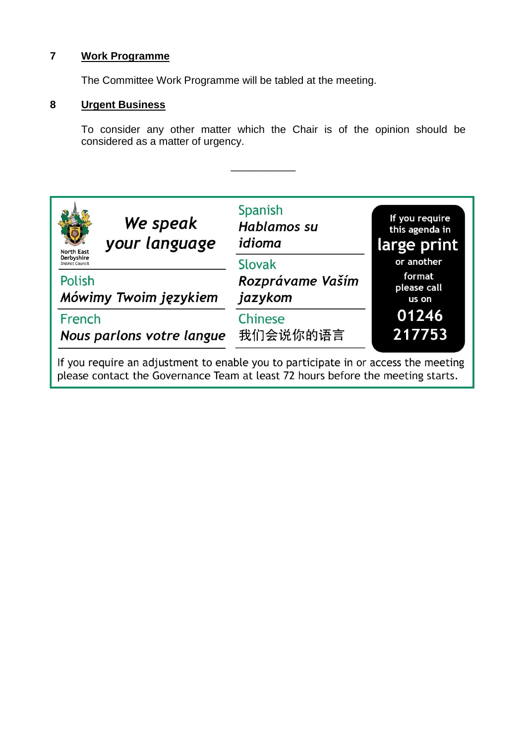## 7 Work Programme

The Committee Work Programme will be tabled at the meeting.

## 8 Urgent Business

To consider any other matter which the Chair is of the opinion should be considered as a matter of urgency.

---

North East Derbyshire District Council

***We speak your language***

Polish
***Mówimy Twoim językiem***

French
***Nous parlons votre langue***

Spanish
***Hablamos su idioma***

Slovak
***Rozprávame Vaším jazykom***

Chinese
我们会说你的语言

If you require this agenda in **large print** or another format please call us on **01246 217753**

If you require an adjustment to enable you to participate in or access the meeting please contact the Governance Team at least 72 hours before the meeting starts.